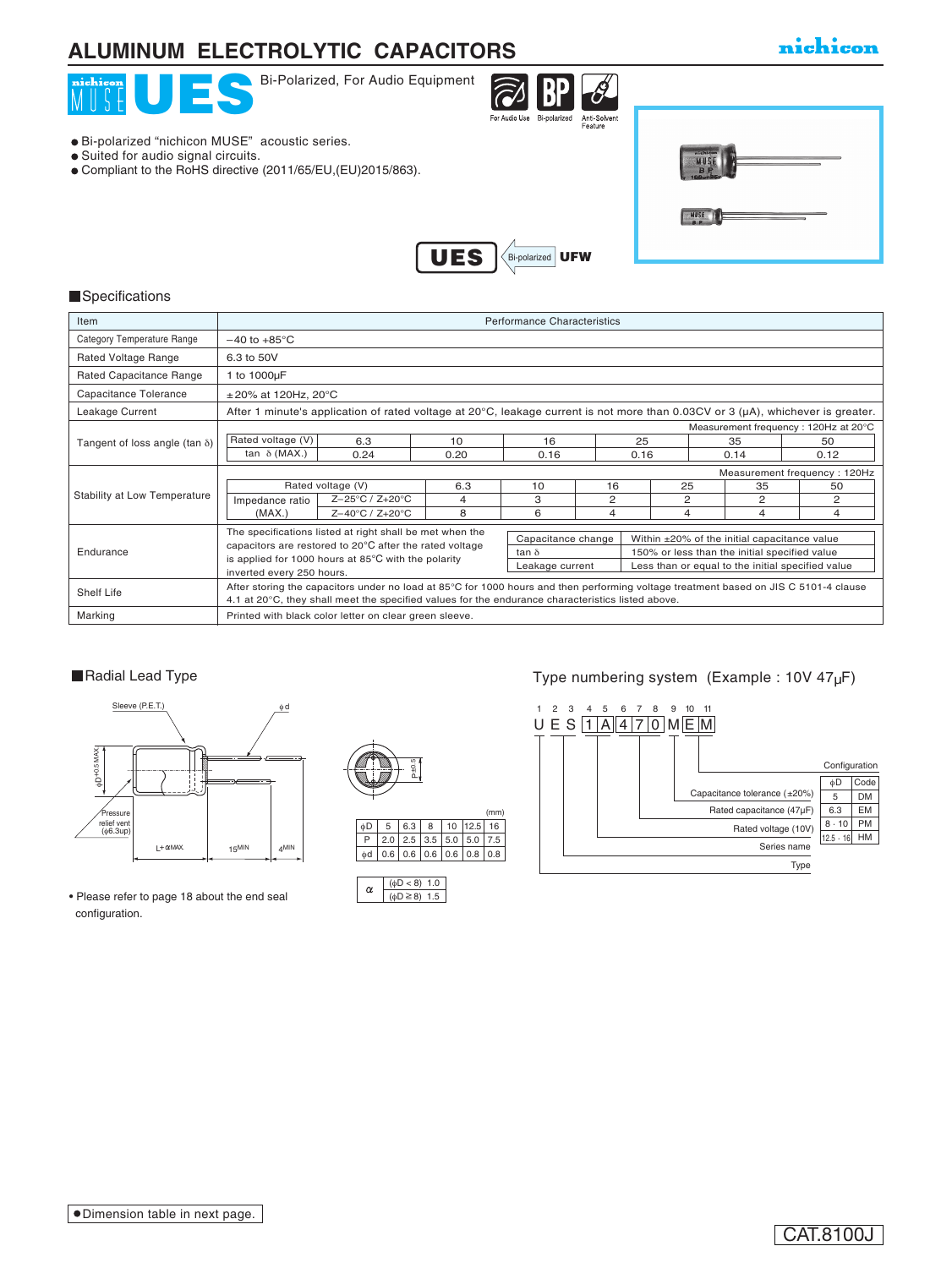# ALUMINUM ELECTROLYTIC CAPACITORS

nichicon

## nichicon MUSE UES

Bi-Polarized, For Audio Equipment

For Audio Use · Bi-polarized · Anti-Solvent Feature

- Bi-polarized “nichicon MUSE” acoustic series.
- Suited for audio signal circuits.
- Compliant to the RoHS directive (2011/65/EU,(EU)2015/863).

UES ← Bi-polarized UFW

### Specifications

| Item | Performance Characteristics |
|---|---|
| Category Temperature Range | −40 to +85°C |
| Rated Voltage Range | 6.3 to 50V |
| Rated Capacitance Range | 1 to 1000μF |
| Capacitance Tolerance | ±20% at 120Hz, 20°C |
| Leakage Current | After 1 minute's application of rated voltage at 20°C, leakage current is not more than 0.03CV or 3 (μA), whichever is greater. |
| Tangent of loss angle (tan δ) | Measurement frequency : 120Hz at 20°C (see table below) |
| Stability at Low Temperature | Measurement frequency : 120Hz (see table below) |
| Endurance | The specifications listed at right shall be met when the capacitors are restored to 20°C after the rated voltage is applied for 1000 hours at 85°C with the polarity inverted every 250 hours. (see table below) |
| Shelf Life | After storing the capacitors under no load at 85°C for 1000 hours and then performing voltage treatment based on JIS C 5101-4 clause 4.1 at 20°C, they shall meet the specified values for the endurance characteristics listed above. |
| Marking | Printed with black color letter on clear green sleeve. |

Tangent of loss angle (Measurement frequency : 120Hz at 20°C)

| Rated voltage (V) | 6.3 | 10 | 16 | 25 | 35 | 50 |
|---|---|---|---|---|---|---|
| tan δ (MAX.) | 0.24 | 0.20 | 0.16 | 0.16 | 0.14 | 0.12 |

Stability at Low Temperature (Measurement frequency : 120Hz)

| Rated voltage (V) | | 6.3 | 10 | 16 | 25 | 35 | 50 |
|---|---|---|---|---|---|---|---|
| Impedance ratio (MAX.) | Z−25°C / Z+20°C | 4 | 3 | 2 | 2 | 2 | 2 |
| | Z−40°C / Z+20°C | 8 | 6 | 4 | 4 | 4 | 4 |

Endurance

| Capacitance change | Within ±20% of the initial capacitance value |
|---|---|
| tan δ | 150% or less than the initial specified value |
| Leakage current | Less than or equal to the initial specified value |

### Radial Lead Type

Sleeve (P.E.T.) · φd · φD+0.5 MAX. · Pressure relief vent (φ6.3up) · L+αMAX. · 15MIN · 4MIN · P±0.5

(mm)

| φD | 5 | 6.3 | 8 | 10 | 12.5 | 16 |
|---|---|---|---|---|---|---|
| P | 2.0 | 2.5 | 3.5 | 5.0 | 5.0 | 7.5 |
| φd | 0.6 | 0.6 | 0.6 | 0.6 | 0.8 | 0.8 |

| α | |
|---|---|
| (φD < 8) | 1.0 |
| (φD ≧ 8) | 1.5 |

- Please refer to page 18 about the end seal configuration.

### Type numbering system (Example : 10V 47μF)

| 1 | 2 | 3 | 4 | 5 | 6 | 7 | 8 | 9 | 10 | 11 |
|---|---|---|---|---|---|---|---|---|---|---|
| U | E | S | 1 | A | 4 | 7 | 0 | M | E | M |

- 1–2: Type
- 3: Series name
- 4–5: Rated voltage (10V)
- 6–8: Rated capacitance (47μF)
- 9: Capacitance tolerance (±20%)
- 10–11: Configuration

Configuration

| φD | Code |
|---|---|
| 5 | DM |
| 6.3 | EM |
| 8 · 10 | PM |
| 12.5 · 16 | HM |

- Dimension table in next page.

CAT.8100J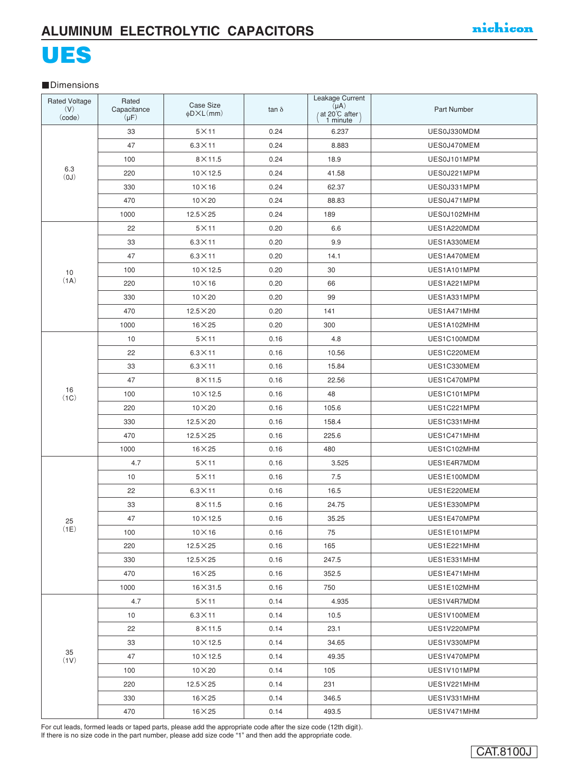# ALUMINUM ELECTROLYTIC CAPACITORS

# UES

■Dimensions

| Rated Voltage (V) (code) | Rated Capacitance (μF) | Case Size φD×L (mm) | tan δ | Leakage Current (μA) (at 20℃ after 1 minute) | Part Number |
|---|---|---|---|---|---|
| 6.3 (0J) | 33 | 5×11 | 0.24 | 6.237 | UES0J330MDM |
| | 47 | 6.3×11 | 0.24 | 8.883 | UES0J470MEM |
| | 100 | 8×11.5 | 0.24 | 18.9 | UES0J101MPM |
| | 220 | 10×12.5 | 0.24 | 41.58 | UES0J221MPM |
| | 330 | 10×16 | 0.24 | 62.37 | UES0J331MPM |
| | 470 | 10×20 | 0.24 | 88.83 | UES0J471MPM |
| | 1000 | 12.5×25 | 0.24 | 189 | UES0J102MHM |
| 10 (1A) | 22 | 5×11 | 0.20 | 6.6 | UES1A220MDM |
| | 33 | 6.3×11 | 0.20 | 9.9 | UES1A330MEM |
| | 47 | 6.3×11 | 0.20 | 14.1 | UES1A470MEM |
| | 100 | 10×12.5 | 0.20 | 30 | UES1A101MPM |
| | 220 | 10×16 | 0.20 | 66 | UES1A221MPM |
| | 330 | 10×20 | 0.20 | 99 | UES1A331MPM |
| | 470 | 12.5×20 | 0.20 | 141 | UES1A471MHM |
| | 1000 | 16×25 | 0.20 | 300 | UES1A102MHM |
| 16 (1C) | 10 | 5×11 | 0.16 | 4.8 | UES1C100MDM |
| | 22 | 6.3×11 | 0.16 | 10.56 | UES1C220MEM |
| | 33 | 6.3×11 | 0.16 | 15.84 | UES1C330MEM |
| | 47 | 8×11.5 | 0.16 | 22.56 | UES1C470MPM |
| | 100 | 10×12.5 | 0.16 | 48 | UES1C101MPM |
| | 220 | 10×20 | 0.16 | 105.6 | UES1C221MPM |
| | 330 | 12.5×20 | 0.16 | 158.4 | UES1C331MHM |
| | 470 | 12.5×25 | 0.16 | 225.6 | UES1C471MHM |
| | 1000 | 16×25 | 0.16 | 480 | UES1C102MHM |
| 25 (1E) | 4.7 | 5×11 | 0.16 | 3.525 | UES1E4R7MDM |
| | 10 | 5×11 | 0.16 | 7.5 | UES1E100MDM |
| | 22 | 6.3×11 | 0.16 | 16.5 | UES1E220MEM |
| | 33 | 8×11.5 | 0.16 | 24.75 | UES1E330MPM |
| | 47 | 10×12.5 | 0.16 | 35.25 | UES1E470MPM |
| | 100 | 10×16 | 0.16 | 75 | UES1E101MPM |
| | 220 | 12.5×25 | 0.16 | 165 | UES1E221MHM |
| | 330 | 12.5×25 | 0.16 | 247.5 | UES1E331MHM |
| | 470 | 16×25 | 0.16 | 352.5 | UES1E471MHM |
| | 1000 | 16×31.5 | 0.16 | 750 | UES1E102MHM |
| 35 (1V) | 4.7 | 5×11 | 0.14 | 4.935 | UES1V4R7MDM |
| | 10 | 6.3×11 | 0.14 | 10.5 | UES1V100MEM |
| | 22 | 8×11.5 | 0.14 | 23.1 | UES1V220MPM |
| | 33 | 10×12.5 | 0.14 | 34.65 | UES1V330MPM |
| | 47 | 10×12.5 | 0.14 | 49.35 | UES1V470MPM |
| | 100 | 10×20 | 0.14 | 105 | UES1V101MPM |
| | 220 | 12.5×25 | 0.14 | 231 | UES1V221MHM |
| | 330 | 16×25 | 0.14 | 346.5 | UES1V331MHM |
| | 470 | 16×25 | 0.14 | 493.5 | UES1V471MHM |

For cut leads, formed leads or taped parts, please add the appropriate code after the size code (12th digit).
If there is no size code in the part number, please add size code "1" and then add the appropriate code.

CAT.8100J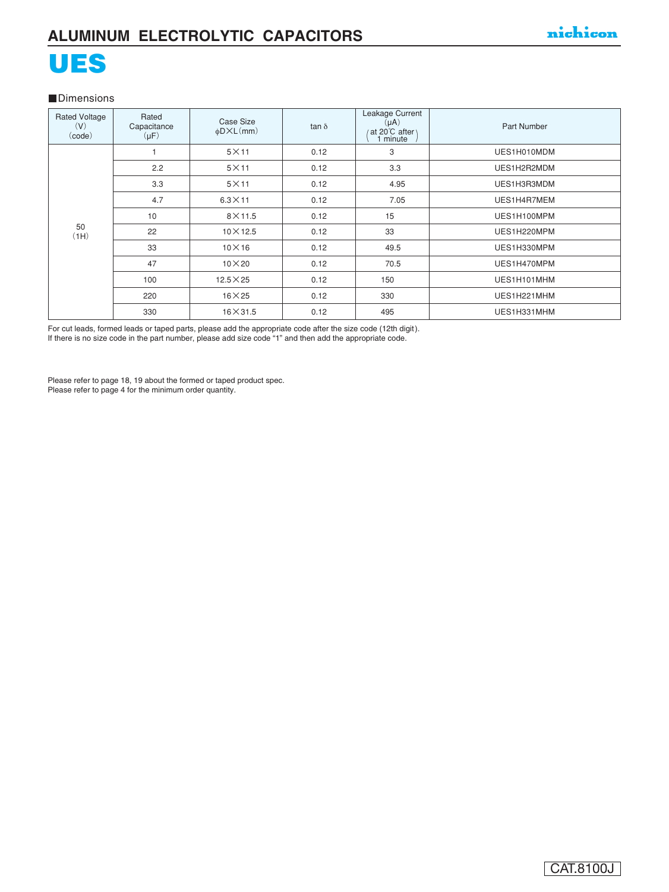# ALUMINUM ELECTROLYTIC CAPACITORS

# UES

■Dimensions

| Rated Voltage (V) (code) | Rated Capacitance (μF) | Case Size φD×L (mm) | tan δ | Leakage Current (μA) (at 20℃ after 1 minute) | Part Number |
|---|---|---|---|---|---|
| 50 (1H) | 1 | 5×11 | 0.12 | 3 | UES1H010MDM |
| | 2.2 | 5×11 | 0.12 | 3.3 | UES1H2R2MDM |
| | 3.3 | 5×11 | 0.12 | 4.95 | UES1H3R3MDM |
| | 4.7 | 6.3×11 | 0.12 | 7.05 | UES1H4R7MEM |
| | 10 | 8×11.5 | 0.12 | 15 | UES1H100MPM |
| | 22 | 10×12.5 | 0.12 | 33 | UES1H220MPM |
| | 33 | 10×16 | 0.12 | 49.5 | UES1H330MPM |
| | 47 | 10×20 | 0.12 | 70.5 | UES1H470MPM |
| | 100 | 12.5×25 | 0.12 | 150 | UES1H101MHM |
| | 220 | 16×25 | 0.12 | 330 | UES1H221MHM |
| | 330 | 16×31.5 | 0.12 | 495 | UES1H331MHM |

For cut leads, formed leads or taped parts, please add the appropriate code after the size code (12th digit).
If there is no size code in the part number, please add size code "1" and then add the appropriate code.

Please refer to page 18, 19 about the formed or taped product spec.
Please refer to page 4 for the minimum order quantity.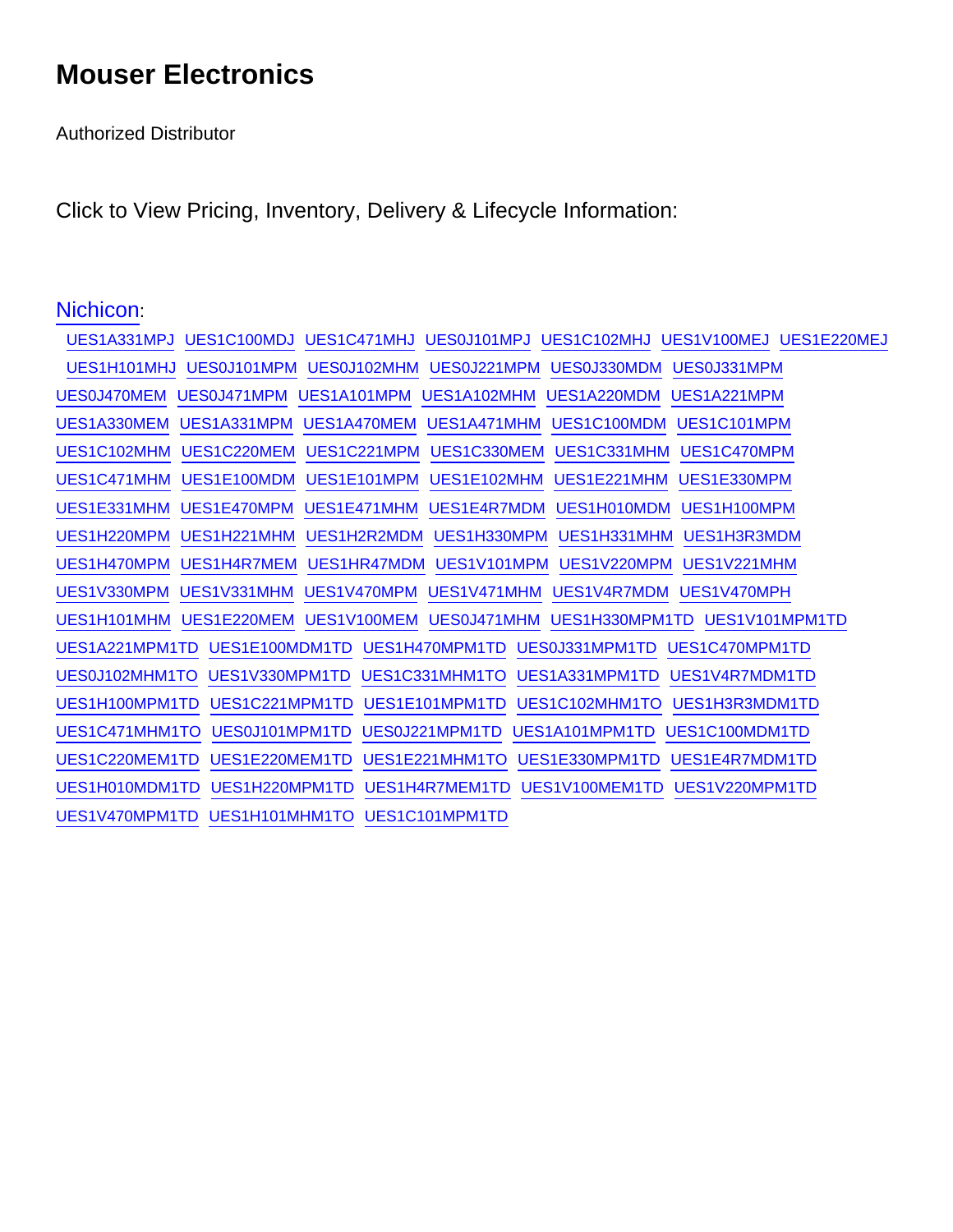# Mouser Electronics

Authorized Distributor

Click to View Pricing, Inventory, Delivery & Lifecycle Information:

Nichicon:

UES1A331MPJ UES1C100MDJ UES1C471MHJ UES0J101MPJ UES1C102MHJ UES1V100MEJ UES1E220MEJ UES1H101MHJ UES0J101MPM UES0J102MHM UES0J221MPM UES0J330MDM UES0J331MPM UES0J470MEM UES0J471MPM UES1A101MPM UES1A102MHM UES1A220MDM UES1A221MPM UES1A330MEM UES1A331MPM UES1A470MEM UES1A471MHM UES1C100MDM UES1C101MPM UES1C102MHM UES1C220MEM UES1C221MPM UES1C330MEM UES1C331MHM UES1C470MPM UES1C471MHM UES1E100MDM UES1E101MPM UES1E102MHM UES1E221MHM UES1E330MPM UES1E331MHM UES1E470MPM UES1E471MHM UES1E4R7MDM UES1H010MDM UES1H100MPM UES1H220MPM UES1H221MHM UES1H2R2MDM UES1H330MPM UES1H331MHM UES1H3R3MDM UES1H470MPM UES1H4R7MEM UES1HR47MDM UES1V101MPM UES1V220MPM UES1V221MHM UES1V330MPM UES1V331MHM UES1V470MPM UES1V471MHM UES1V4R7MDM UES1V470MPH UES1H101MHM UES1E220MEM UES1V100MEM UES0J471MHM UES1H330MPM1TD UES1V101MPM1TD UES1A221MPM1TD UES1E100MDM1TD UES1H470MPM1TD UES0J331MPM1TD UES1C470MPM1TD UES0J102MHM1TO UES1V330MPM1TD UES1C331MHM1TO UES1A331MPM1TD UES1V4R7MDM1TD UES1H100MPM1TD UES1C221MPM1TD UES1E101MPM1TD UES1C102MHM1TO UES1H3R3MDM1TD UES1C471MHM1TO UES0J101MPM1TD UES0J221MPM1TD UES1A101MPM1TD UES1C100MDM1TD UES1C220MEM1TD UES1E220MEM1TD UES1E221MHM1TO UES1E330MPM1TD UES1E4R7MDM1TD UES1H010MDM1TD UES1H220MPM1TD UES1H4R7MEM1TD UES1V100MEM1TD UES1V220MPM1TD UES1V470MPM1TD UES1H101MHM1TO UES1C101MPM1TD